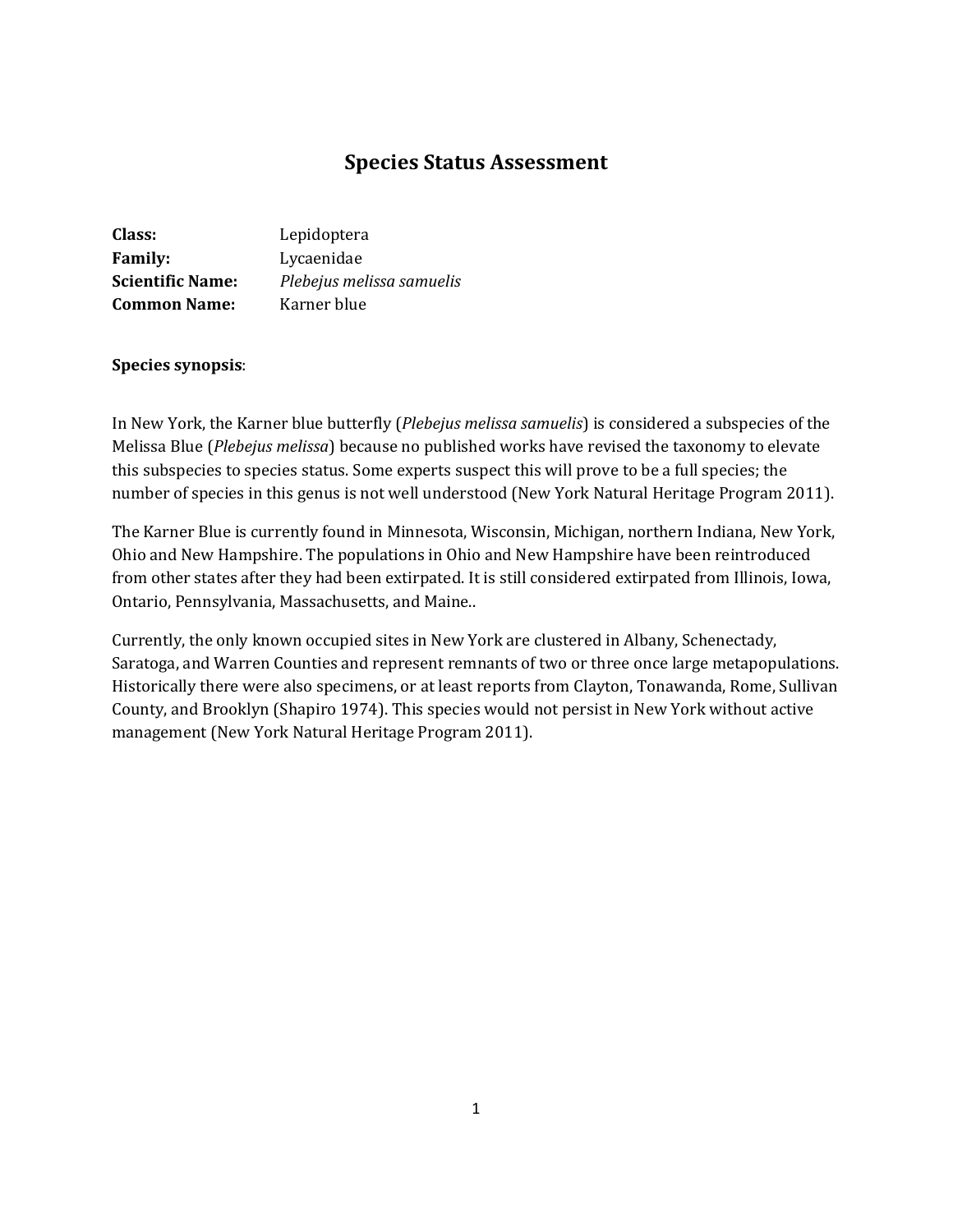# Species Status Assessment

**Class:** Lepidoptera
**Family:** Lycaenidae
**Scientific Name:** *Plebejus melissa samuelis*
**Common Name:** Karner blue

**Species synopsis**:

In New York, the Karner blue butterfly (*Plebejus melissa samuelis*) is considered a subspecies of the Melissa Blue (*Plebejus melissa*) because no published works have revised the taxonomy to elevate this subspecies to species status. Some experts suspect this will prove to be a full species; the number of species in this genus is not well understood (New York Natural Heritage Program 2011).

The Karner Blue is currently found in Minnesota, Wisconsin, Michigan, northern Indiana, New York, Ohio and New Hampshire. The populations in Ohio and New Hampshire have been reintroduced from other states after they had been extirpated. It is still considered extirpated from Illinois, Iowa, Ontario, Pennsylvania, Massachusetts, and Maine..

Currently, the only known occupied sites in New York are clustered in Albany, Schenectady, Saratoga, and Warren Counties and represent remnants of two or three once large metapopulations. Historically there were also specimens, or at least reports from Clayton, Tonawanda, Rome, Sullivan County, and Brooklyn (Shapiro 1974). This species would not persist in New York without active management (New York Natural Heritage Program 2011).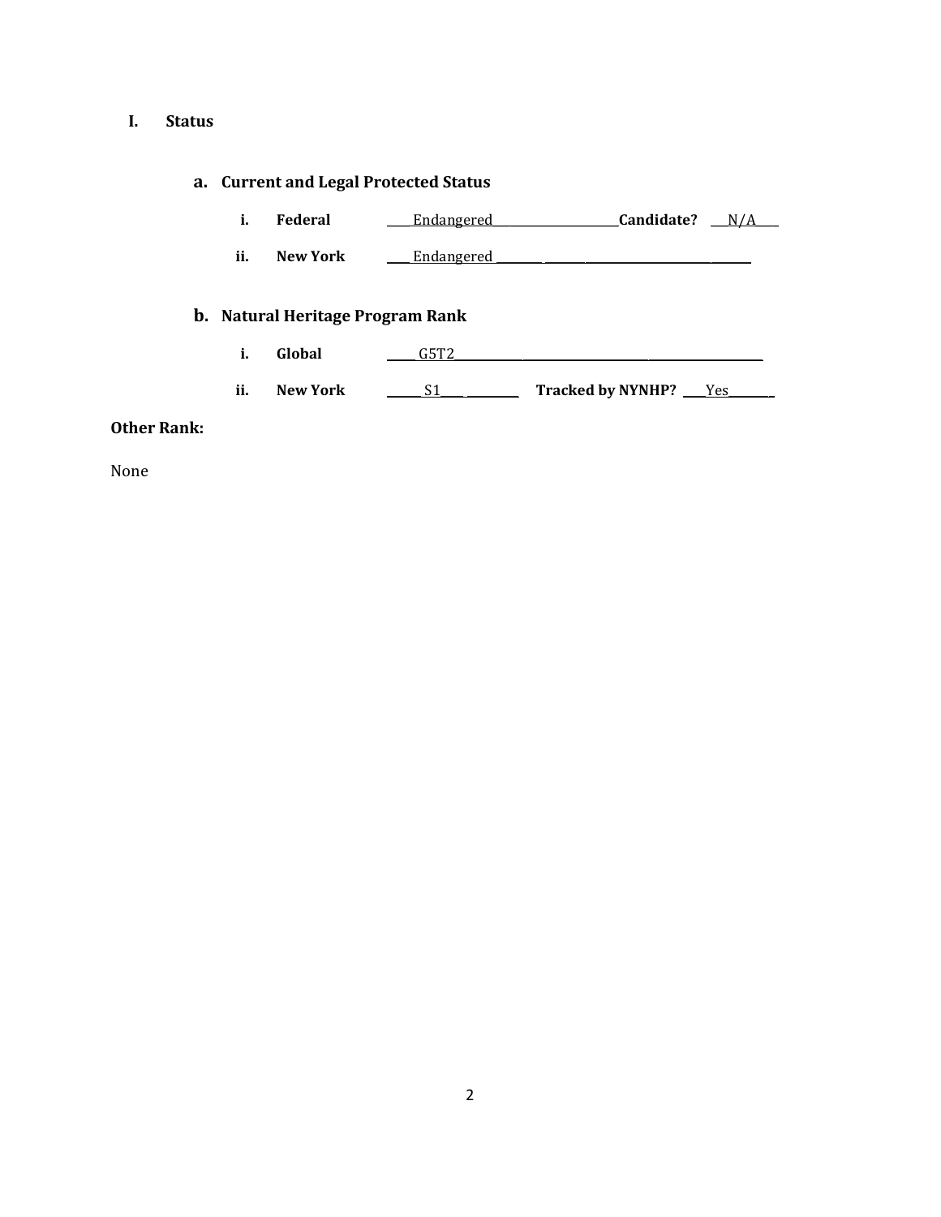# I. Status

## a. Current and Legal Protected Status

i. **Federal** Endangered **Candidate?** N/A

ii. **New York** Endangered

## b. Natural Heritage Program Rank

i. **Global** G5T2

ii. **New York** S1 **Tracked by NYNHP?** Yes

**Other Rank:**

None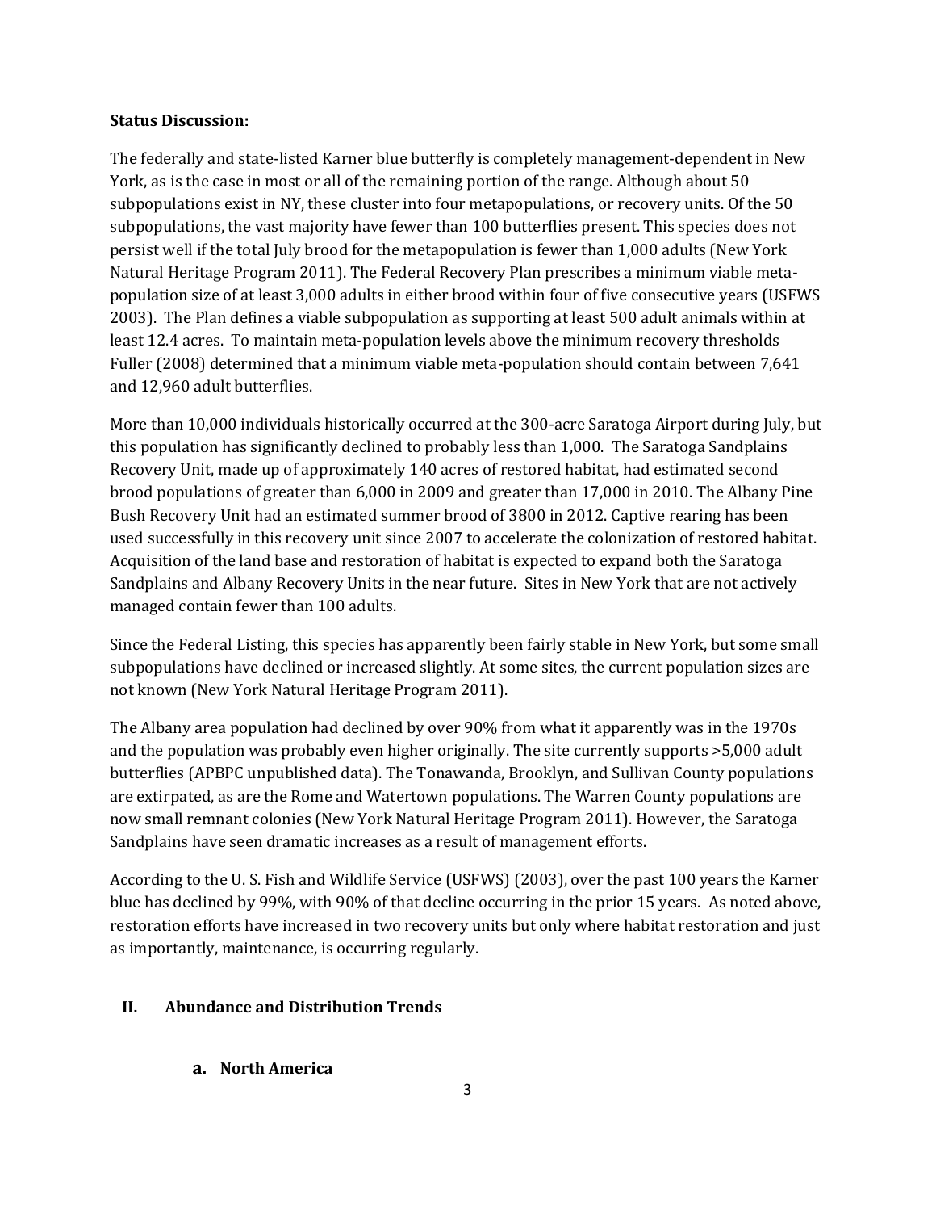**Status Discussion:**

The federally and state-listed Karner blue butterfly is completely management-dependent in New York, as is the case in most or all of the remaining portion of the range. Although about 50 subpopulations exist in NY, these cluster into four metapopulations, or recovery units. Of the 50 subpopulations, the vast majority have fewer than 100 butterflies present. This species does not persist well if the total July brood for the metapopulation is fewer than 1,000 adults (New York Natural Heritage Program 2011). The Federal Recovery Plan prescribes a minimum viable meta-population size of at least 3,000 adults in either brood within four of five consecutive years (USFWS 2003). The Plan defines a viable subpopulation as supporting at least 500 adult animals within at least 12.4 acres. To maintain meta-population levels above the minimum recovery thresholds Fuller (2008) determined that a minimum viable meta-population should contain between 7,641 and 12,960 adult butterflies.

More than 10,000 individuals historically occurred at the 300-acre Saratoga Airport during July, but this population has significantly declined to probably less than 1,000. The Saratoga Sandplains Recovery Unit, made up of approximately 140 acres of restored habitat, had estimated second brood populations of greater than 6,000 in 2009 and greater than 17,000 in 2010. The Albany Pine Bush Recovery Unit had an estimated summer brood of 3800 in 2012. Captive rearing has been used successfully in this recovery unit since 2007 to accelerate the colonization of restored habitat. Acquisition of the land base and restoration of habitat is expected to expand both the Saratoga Sandplains and Albany Recovery Units in the near future. Sites in New York that are not actively managed contain fewer than 100 adults.

Since the Federal Listing, this species has apparently been fairly stable in New York, but some small subpopulations have declined or increased slightly. At some sites, the current population sizes are not known (New York Natural Heritage Program 2011).

The Albany area population had declined by over 90% from what it apparently was in the 1970s and the population was probably even higher originally. The site currently supports >5,000 adult butterflies (APBPC unpublished data). The Tonawanda, Brooklyn, and Sullivan County populations are extirpated, as are the Rome and Watertown populations. The Warren County populations are now small remnant colonies (New York Natural Heritage Program 2011). However, the Saratoga Sandplains have seen dramatic increases as a result of management efforts.

According to the U. S. Fish and Wildlife Service (USFWS) (2003), over the past 100 years the Karner blue has declined by 99%, with 90% of that decline occurring in the prior 15 years. As noted above, restoration efforts have increased in two recovery units but only where habitat restoration and just as importantly, maintenance, is occurring regularly.

## II. Abundance and Distribution Trends

### a. North America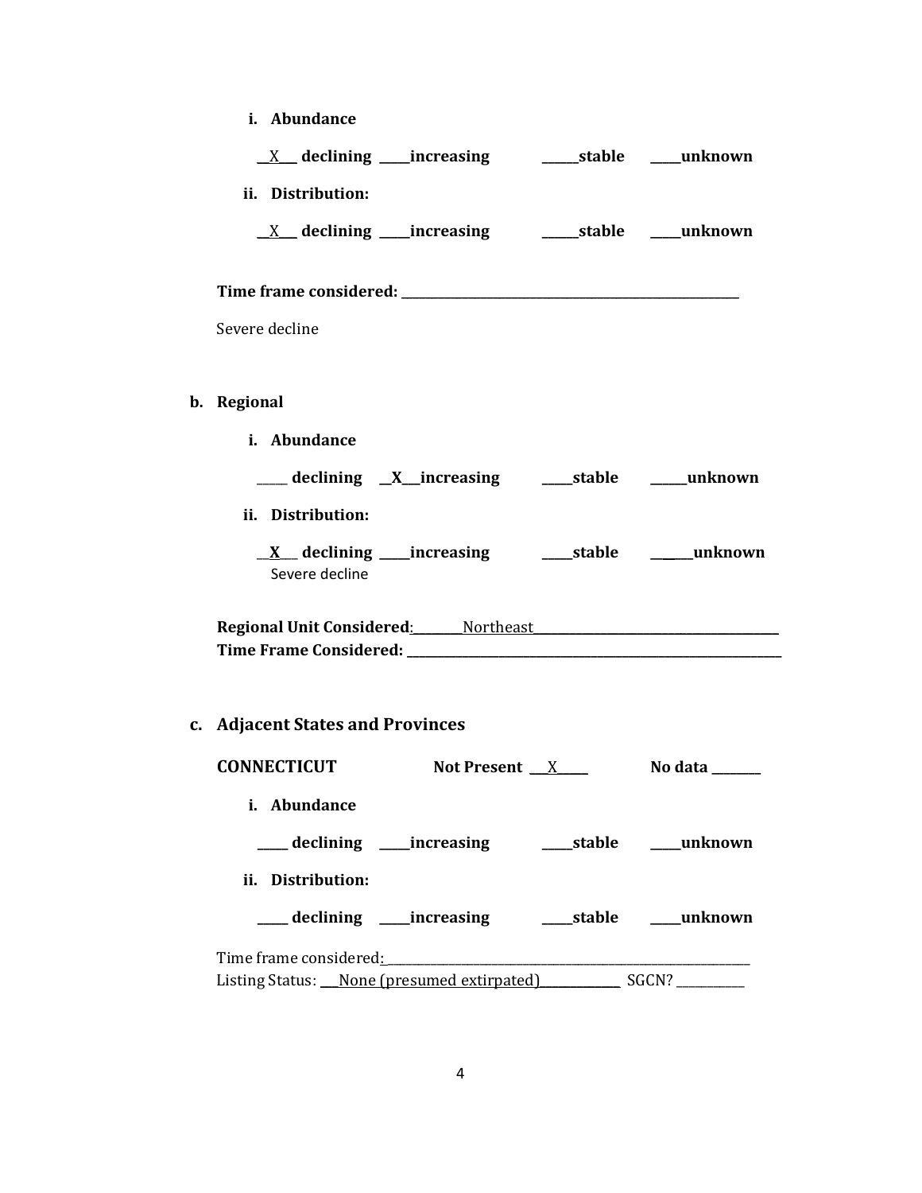**i. Abundance**

**\_\_X\_\_\_ declining \_\_\_\_\_increasing \_\_\_\_\_\_stable \_\_\_\_\_unknown**

**ii. Distribution:**

**\_\_X\_\_\_ declining \_\_\_\_\_increasing \_\_\_\_\_\_stable \_\_\_\_\_unknown**

**Time frame considered: \_\_\_\_\_\_\_\_\_\_\_\_\_\_\_\_\_\_\_\_\_\_\_\_\_\_\_\_\_\_\_\_\_\_\_\_\_\_\_\_**

Severe decline

**b. Regional**

**i. Abundance**

**\_\_\_\_\_ declining \_\_X\_\_\_increasing \_\_\_\_\_stable \_\_\_\_\_\_unknown**

**ii. Distribution:**

**\_\_X\_\_\_ declining \_\_\_\_\_increasing \_\_\_\_\_stable \_\_\_\_\_\_unknown**

Severe decline

**Regional Unit Considered:** \_\_\_\_\_\_\_\_Northeast\_\_\_\_\_\_\_\_\_\_\_\_\_\_\_\_\_\_\_\_\_\_\_\_\_\_\_\_\_\_\_\_\_\_\_\_\_\_
**Time Frame Considered: \_\_\_\_\_\_\_\_\_\_\_\_\_\_\_\_\_\_\_\_\_\_\_\_\_\_\_\_\_\_\_\_\_\_\_\_\_\_\_\_\_\_\_\_\_\_\_\_\_\_\_\_\_\_\_\_**

**c. Adjacent States and Provinces**

**CONNECTICUT** **Not Present** \_\_\_X\_\_\_\_\_ **No data \_\_\_\_\_\_\_\_**

**i. Abundance**

**\_\_\_\_\_ declining \_\_\_\_\_increasing \_\_\_\_\_stable \_\_\_\_\_unknown**

**ii. Distribution:**

**\_\_\_\_\_ declining \_\_\_\_\_increasing \_\_\_\_\_stable \_\_\_\_\_unknown**

Time frame considered: \_\_\_\_\_\_\_\_\_\_\_\_\_\_\_\_\_\_\_\_\_\_\_\_\_\_\_\_\_\_\_\_\_\_\_\_\_\_\_\_\_\_\_\_\_\_\_\_\_\_\_\_\_\_
Listing Status: \_\_\_None (presumed extirpated)\_\_\_\_\_\_\_\_\_\_\_\_\_ SGCN? \_\_\_\_\_\_\_\_\_\_\_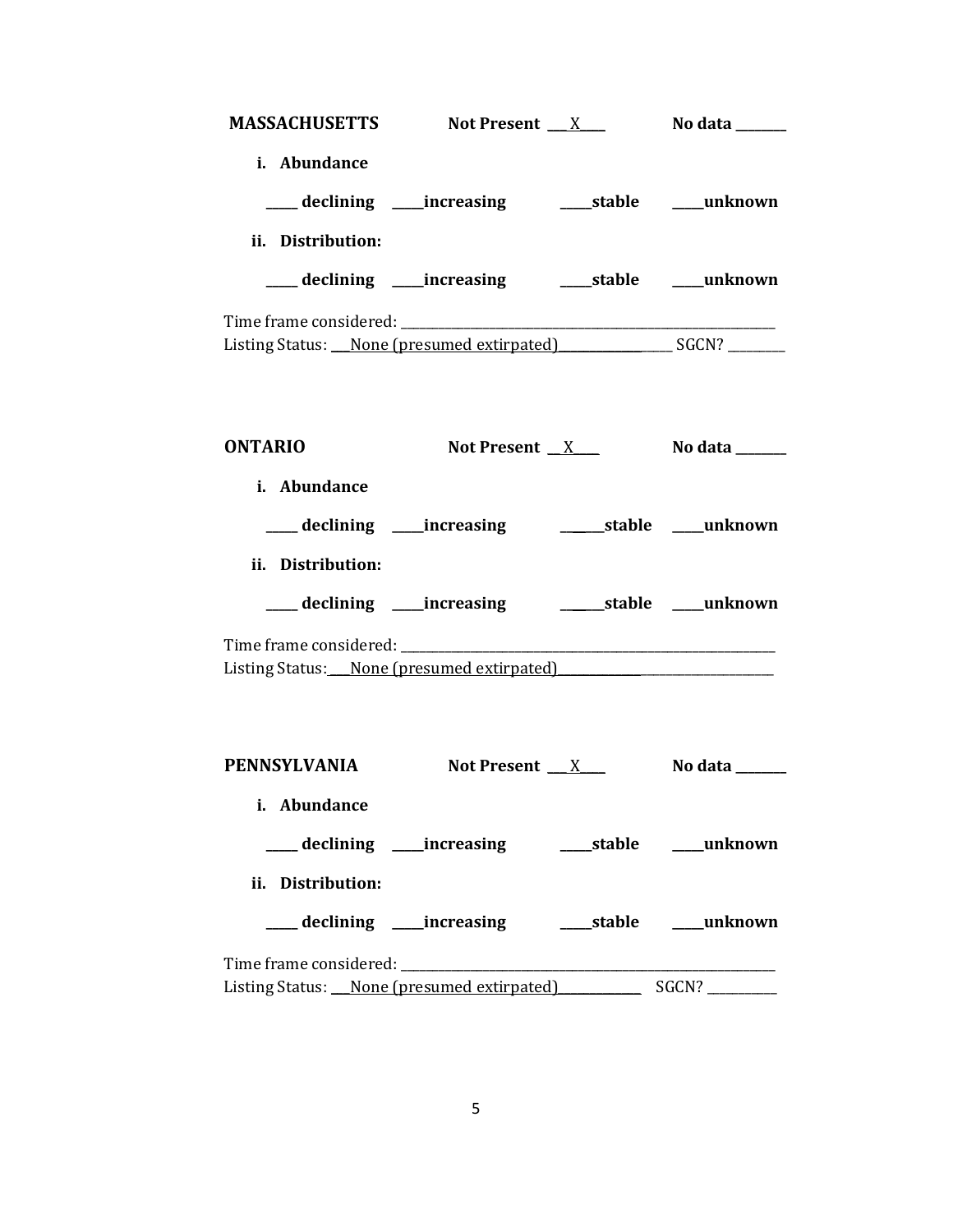**MASSACHUSETTS** **Not Present \_\_\_X\_\_\_\_** **No data \_\_\_\_\_\_\_\_**

**i. Abundance**

**\_\_\_\_\_ declining \_\_\_\_\_increasing \_\_\_\_\_stable \_\_\_\_\_unknown**

**ii. Distribution:**

**\_\_\_\_\_ declining \_\_\_\_\_increasing \_\_\_\_\_stable \_\_\_\_\_unknown**

Time frame considered: \_\_\_\_\_\_\_\_\_\_\_\_\_\_\_\_\_\_\_\_\_\_\_\_\_\_\_\_\_\_\_\_\_\_\_\_\_\_\_\_\_\_\_\_\_\_\_\_\_\_\_\_\_\_\_\_\_\_
Listing Status: \_\_\_None (presumed extirpated)\_\_\_\_\_\_\_\_\_\_\_\_\_\_\_\_\_\_\_\_ SGCN? \_\_\_\_\_\_\_\_\_

**ONTARIO** **Not Present \_\_X\_\_\_\_** **No data \_\_\_\_\_\_\_\_**

**i. Abundance**

**\_\_\_\_\_ declining \_\_\_\_\_increasing \_\_\_\_\_\_stable \_\_\_\_\_unknown**

**ii. Distribution:**

**\_\_\_\_\_ declining \_\_\_\_\_increasing \_\_\_\_\_\_stable \_\_\_\_\_unknown**

Time frame considered: \_\_\_\_\_\_\_\_\_\_\_\_\_\_\_\_\_\_\_\_\_\_\_\_\_\_\_\_\_\_\_\_\_\_\_\_\_\_\_\_\_\_\_\_\_\_\_\_\_\_\_\_\_\_\_\_\_\_
Listing Status:\_\_\_None (presumed extirpated)\_\_\_\_\_\_\_\_\_\_\_\_\_\_\_\_\_\_\_\_\_\_\_\_\_\_\_\_\_\_\_\_\_\_\_\_\_

**PENNSYLVANIA** **Not Present \_\_\_X\_\_\_\_** **No data \_\_\_\_\_\_\_\_**

**i. Abundance**

**\_\_\_\_\_ declining \_\_\_\_\_increasing \_\_\_\_\_stable \_\_\_\_\_unknown**

**ii. Distribution:**

**\_\_\_\_\_ declining \_\_\_\_\_increasing \_\_\_\_\_stable \_\_\_\_\_unknown**

Time frame considered: \_\_\_\_\_\_\_\_\_\_\_\_\_\_\_\_\_\_\_\_\_\_\_\_\_\_\_\_\_\_\_\_\_\_\_\_\_\_\_\_\_\_\_\_\_\_\_\_\_\_\_\_\_\_\_\_\_\_
Listing Status: \_\_\_None (presumed extirpated)\_\_\_\_\_\_\_\_\_\_\_\_\_\_ SGCN? \_\_\_\_\_\_\_\_\_\_\_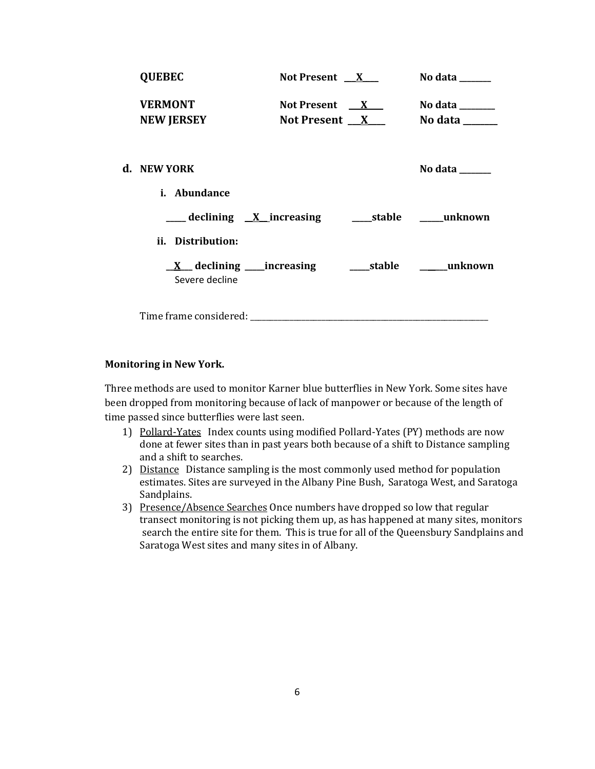**QUEBEC** **Not Present \_\_X\_\_** **No data \_\_\_\_\_\_\_\_**

**VERMONT** **Not Present \_\_X\_\_** **No data \_\_\_\_\_\_\_\_**

**NEW JERSEY** **Not Present \_\_X\_\_** **No data \_\_\_\_\_\_\_\_**

**d. NEW YORK** **No data \_\_\_\_\_\_\_\_**

**i. Abundance**

**\_\_\_\_ declining \_\_X\_\_increasing \_\_\_\_stable \_\_\_\_\_unknown**

**ii. Distribution:**

**\_\_X\_\_ declining \_\_\_\_increasing \_\_\_\_stable \_\_\_\_\_unknown**
Severe decline

Time frame considered: \_\_\_\_\_\_\_\_\_\_\_\_\_\_\_\_\_\_\_\_\_\_\_\_\_\_\_\_\_\_\_\_\_\_\_\_\_\_\_\_\_\_\_\_\_\_\_\_

**Monitoring in New York.**

Three methods are used to monitor Karner blue butterflies in New York. Some sites have been dropped from monitoring because of lack of manpower or because of the length of time passed since butterflies were last seen.

1) <u>Pollard-Yates</u> Index counts using modified Pollard-Yates (PY) methods are now done at fewer sites than in past years both because of a shift to Distance sampling and a shift to searches.
2) <u>Distance</u> Distance sampling is the most commonly used method for population estimates. Sites are surveyed in the Albany Pine Bush, Saratoga West, and Saratoga Sandplains.
3) <u>Presence/Absence Searches</u> Once numbers have dropped so low that regular transect monitoring is not picking them up, as has happened at many sites, monitors search the entire site for them. This is true for all of the Queensbury Sandplains and Saratoga West sites and many sites in of Albany.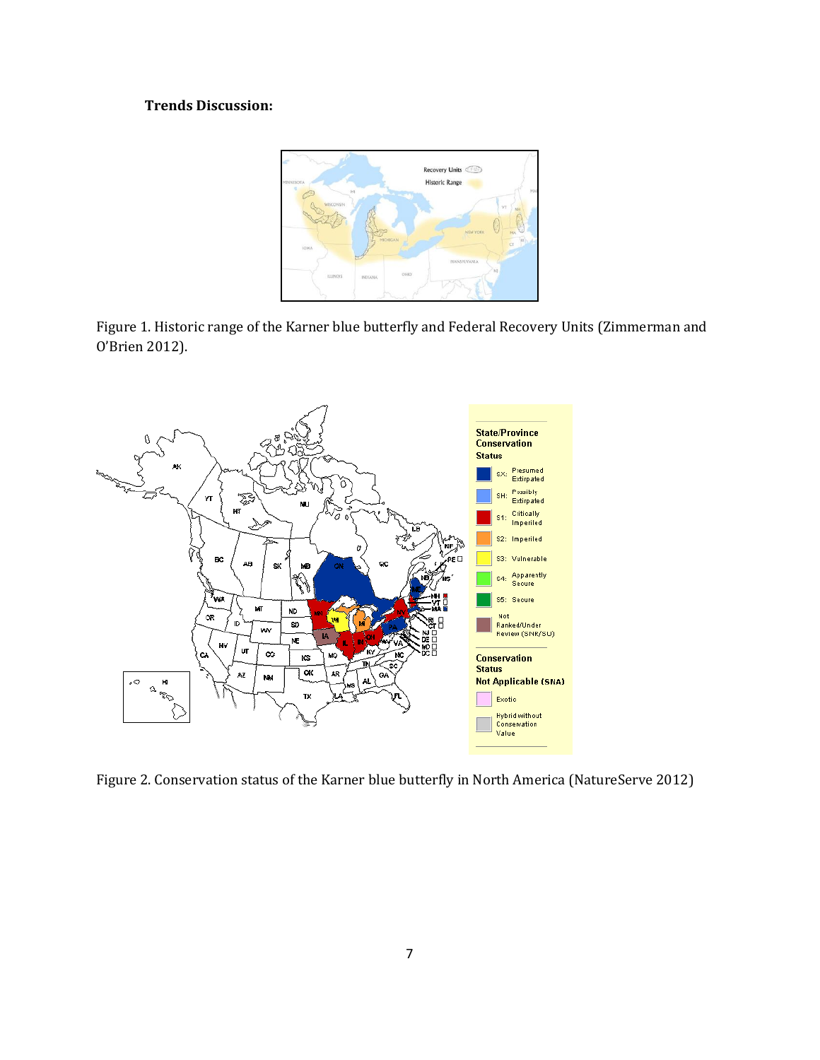**Trends Discussion:**

Figure 1. Historic range of the Karner blue butterfly and Federal Recovery Units (Zimmerman and O'Brien 2012).

Figure 2. Conservation status of the Karner blue butterfly in North America (NatureServe 2012)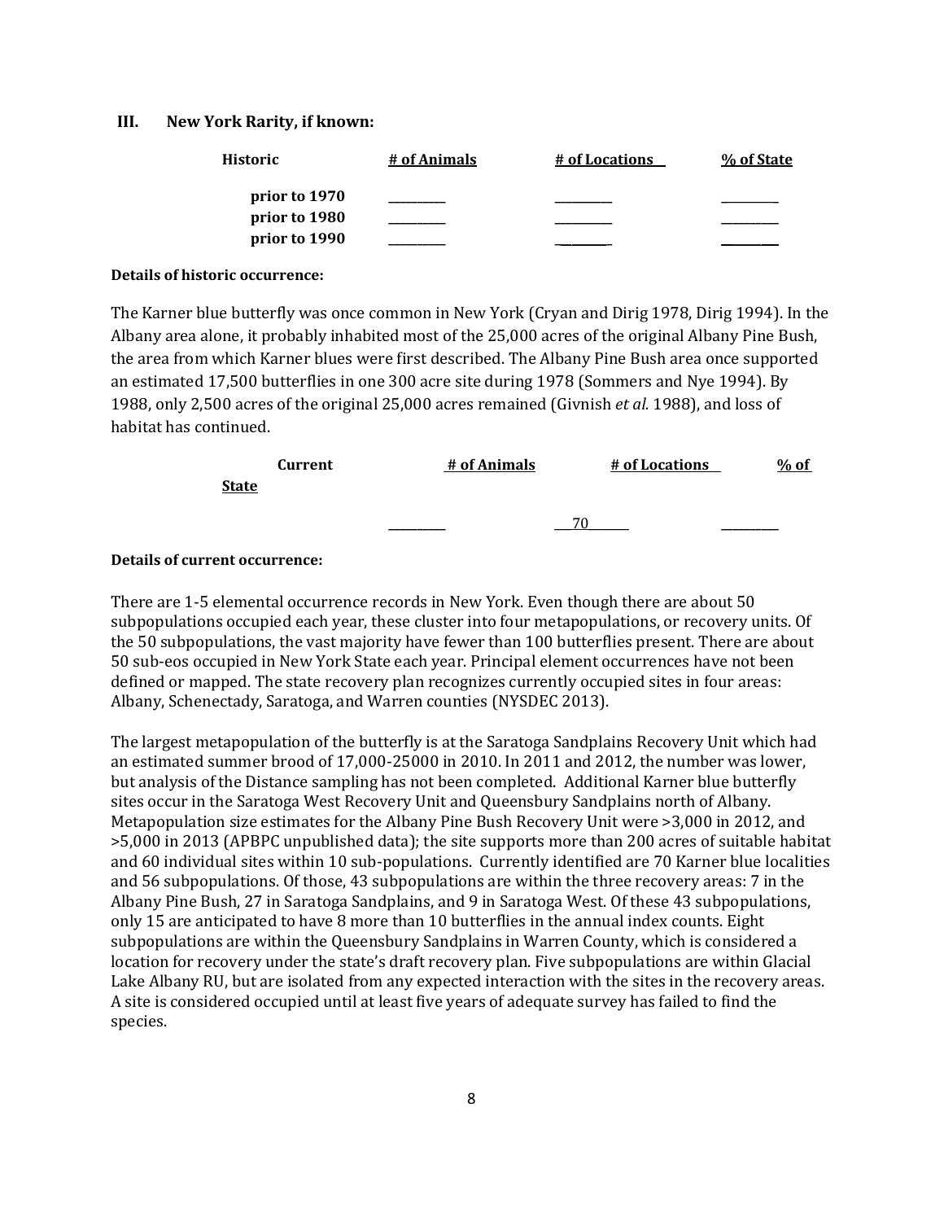## III. New York Rarity, if known:

| Historic | # of Animals | # of Locations | % of State |
|---|---|---|---|
| prior to 1970 | ________ | ________ | ________ |
| prior to 1980 | ________ | ________ | ________ |
| prior to 1990 | ________ | ________ | ________ |

**Details of historic occurrence:**

The Karner blue butterfly was once common in New York (Cryan and Dirig 1978, Dirig 1994). In the Albany area alone, it probably inhabited most of the 25,000 acres of the original Albany Pine Bush, the area from which Karner blues were first described. The Albany Pine Bush area once supported an estimated 17,500 butterflies in one 300 acre site during 1978 (Sommers and Nye 1994). By 1988, only 2,500 acres of the original 25,000 acres remained (Givnish *et al.* 1988), and loss of habitat has continued.

| Current | # of Animals | # of Locations | % of State |
|---|---|---|---|
| | ________ | 70 | ________ |

**Details of current occurrence:**

There are 1-5 elemental occurrence records in New York. Even though there are about 50 subpopulations occupied each year, these cluster into four metapopulations, or recovery units. Of the 50 subpopulations, the vast majority have fewer than 100 butterflies present. There are about 50 sub-eos occupied in New York State each year. Principal element occurrences have not been defined or mapped. The state recovery plan recognizes currently occupied sites in four areas: Albany, Schenectady, Saratoga, and Warren counties (NYSDEC 2013).

The largest metapopulation of the butterfly is at the Saratoga Sandplains Recovery Unit which had an estimated summer brood of 17,000-25000 in 2010. In 2011 and 2012, the number was lower, but analysis of the Distance sampling has not been completed. Additional Karner blue butterfly sites occur in the Saratoga West Recovery Unit and Queensbury Sandplains north of Albany. Metapopulation size estimates for the Albany Pine Bush Recovery Unit were >3,000 in 2012, and >5,000 in 2013 (APBPC unpublished data); the site supports more than 200 acres of suitable habitat and 60 individual sites within 10 sub-populations. Currently identified are 70 Karner blue localities and 56 subpopulations. Of those, 43 subpopulations are within the three recovery areas: 7 in the Albany Pine Bush, 27 in Saratoga Sandplains, and 9 in Saratoga West. Of these 43 subpopulations, only 15 are anticipated to have 8 more than 10 butterflies in the annual index counts. Eight subpopulations are within the Queensbury Sandplains in Warren County, which is considered a location for recovery under the state's draft recovery plan. Five subpopulations are within Glacial Lake Albany RU, but are isolated from any expected interaction with the sites in the recovery areas. A site is considered occupied until at least five years of adequate survey has failed to find the species.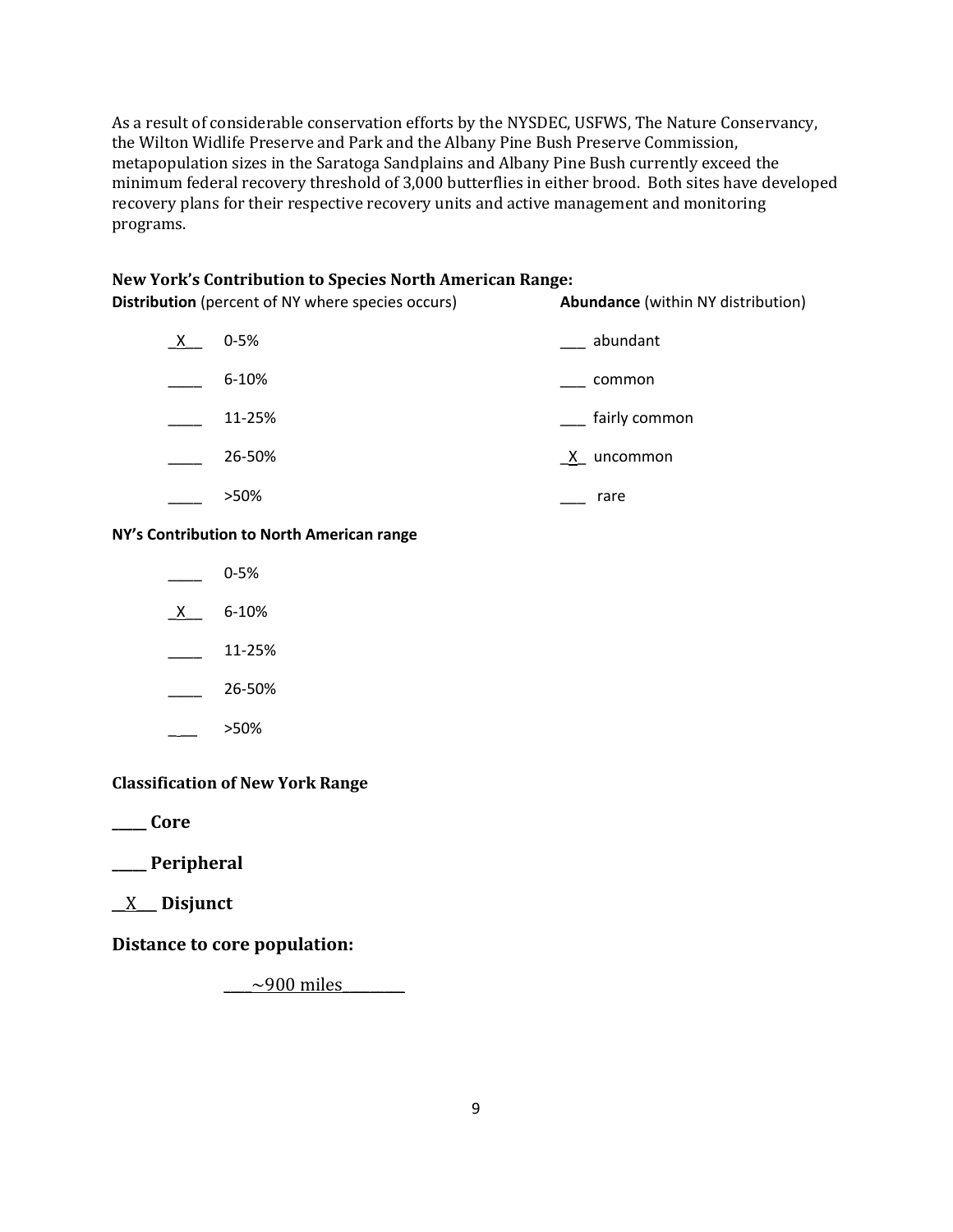As a result of considerable conservation efforts by the NYSDEC, USFWS, The Nature Conservancy, the Wilton Widlife Preserve and Park and the Albany Pine Bush Preserve Commission, metapopulation sizes in the Saratoga Sandplains and Albany Pine Bush currently exceed the minimum federal recovery threshold of 3,000 butterflies in either brood. Both sites have developed recovery plans for their respective recovery units and active management and monitoring programs.

**New York's Contribution to Species North American Range:**

**Distribution** (percent of NY where species occurs)

_X__ 0-5%

____ 6-10%

____ 11-25%

____ 26-50%

____ >50%

**Abundance** (within NY distribution)

___ abundant

___ common

___ fairly common

_X_ uncommon

___ rare

**NY's Contribution to North American range**

____ 0-5%

_X__ 6-10%

____ 11-25%

____ 26-50%

____ >50%

**Classification of New York Range**

**_____ Core**

**_____ Peripheral**

**__X___ Disjunct**

**Distance to core population:**

____~900 miles________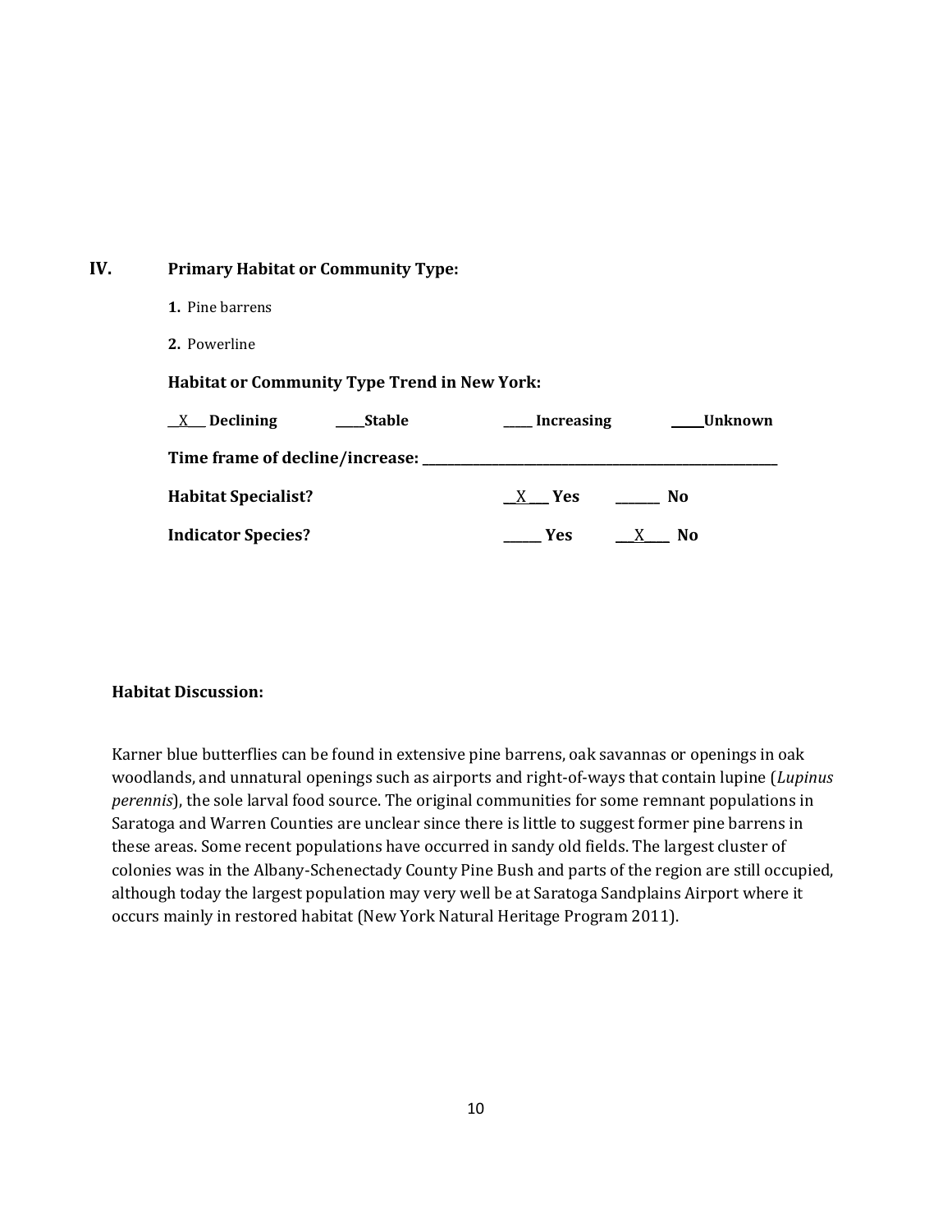## IV. Primary Habitat or Community Type:

**1.** Pine barrens

**2.** Powerline

**Habitat or Community Type Trend in New York:**

__X___ **Declining** _____**Stable** ____ **Increasing** _____**Unknown**

**Time frame of decline/increase:** _______________________________________________

**Habitat Specialist?** __X___ **Yes** _______ **No**

**Indicator Species?** ______ **Yes** ___X____ **No**

**Habitat Discussion:**

Karner blue butterflies can be found in extensive pine barrens, oak savannas or openings in oak woodlands, and unnatural openings such as airports and right-of-ways that contain lupine (*Lupinus perennis*), the sole larval food source. The original communities for some remnant populations in Saratoga and Warren Counties are unclear since there is little to suggest former pine barrens in these areas. Some recent populations have occurred in sandy old fields. The largest cluster of colonies was in the Albany-Schenectady County Pine Bush and parts of the region are still occupied, although today the largest population may very well be at Saratoga Sandplains Airport where it occurs mainly in restored habitat (New York Natural Heritage Program 2011).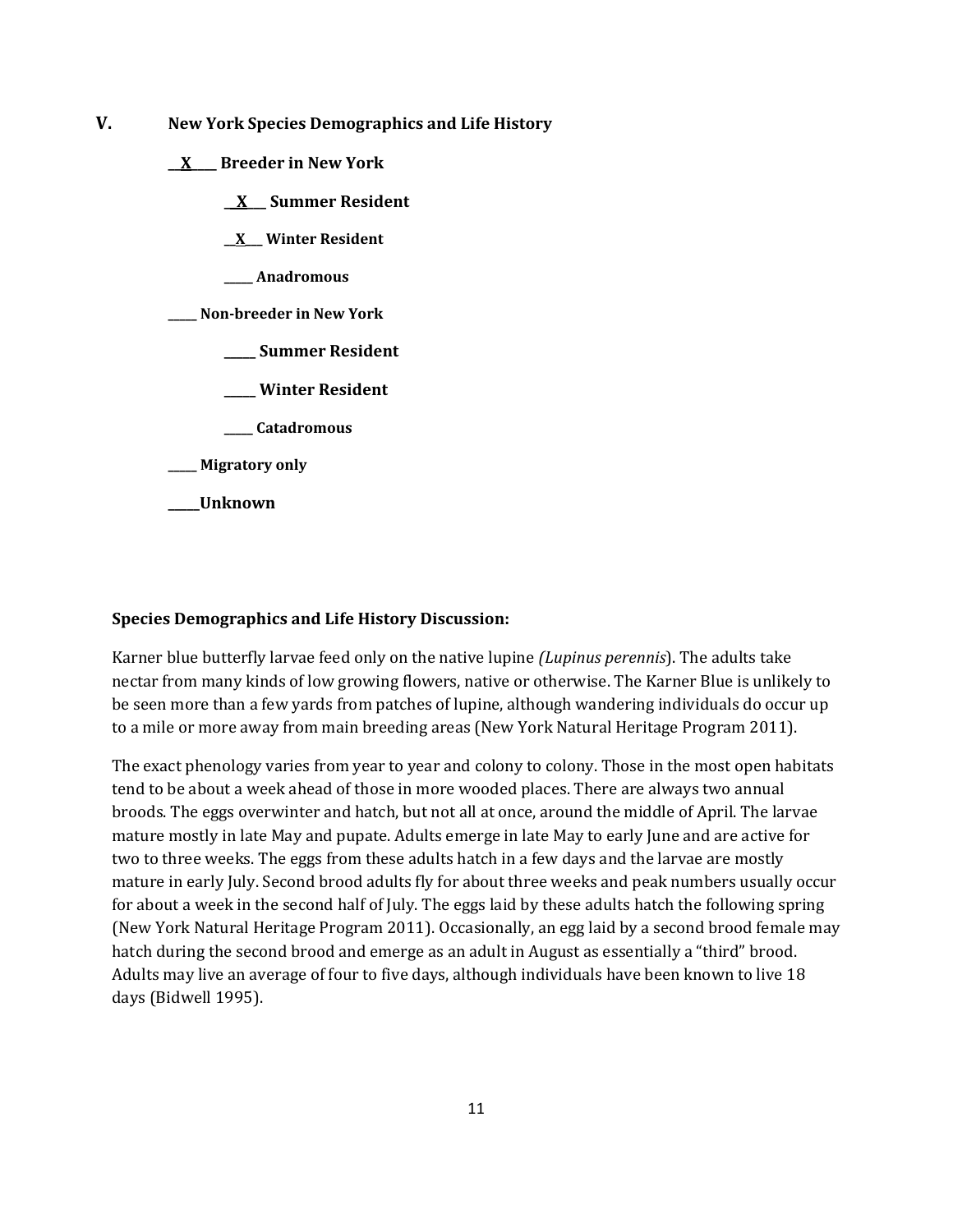## V. New York Species Demographics and Life History

**\_\_X\_\_\_\_ Breeder in New York**

**\_\_X\_\_\_ Summer Resident**

**\_\_X\_\_\_ Winter Resident**

**\_\_\_\_\_ Anadromous**

**\_\_\_\_\_ Non-breeder in New York**

**\_\_\_\_\_ Summer Resident**

**\_\_\_\_\_ Winter Resident**

**\_\_\_\_\_ Catadromous**

**\_\_\_\_\_ Migratory only**

**\_\_\_\_\_Unknown**

**Species Demographics and Life History Discussion:**

Karner blue butterfly larvae feed only on the native lupine *(Lupinus perennis*). The adults take nectar from many kinds of low growing flowers, native or otherwise. The Karner Blue is unlikely to be seen more than a few yards from patches of lupine, although wandering individuals do occur up to a mile or more away from main breeding areas (New York Natural Heritage Program 2011).

The exact phenology varies from year to year and colony to colony. Those in the most open habitats tend to be about a week ahead of those in more wooded places. There are always two annual broods. The eggs overwinter and hatch, but not all at once, around the middle of April. The larvae mature mostly in late May and pupate. Adults emerge in late May to early June and are active for two to three weeks. The eggs from these adults hatch in a few days and the larvae are mostly mature in early July. Second brood adults fly for about three weeks and peak numbers usually occur for about a week in the second half of July. The eggs laid by these adults hatch the following spring (New York Natural Heritage Program 2011). Occasionally, an egg laid by a second brood female may hatch during the second brood and emerge as an adult in August as essentially a "third" brood. Adults may live an average of four to five days, although individuals have been known to live 18 days (Bidwell 1995).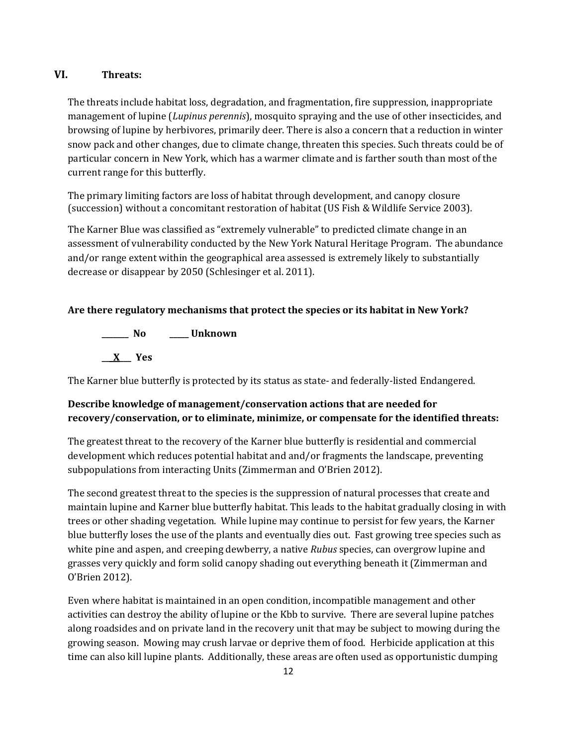## VI. Threats:

The threats include habitat loss, degradation, and fragmentation, fire suppression, inappropriate management of lupine (*Lupinus perennis*), mosquito spraying and the use of other insecticides, and browsing of lupine by herbivores, primarily deer. There is also a concern that a reduction in winter snow pack and other changes, due to climate change, threaten this species. Such threats could be of particular concern in New York, which has a warmer climate and is farther south than most of the current range for this butterfly.

The primary limiting factors are loss of habitat through development, and canopy closure (succession) without a concomitant restoration of habitat (US Fish & Wildlife Service 2003).

The Karner Blue was classified as "extremely vulnerable" to predicted climate change in an assessment of vulnerability conducted by the New York Natural Heritage Program. The abundance and/or range extent within the geographical area assessed is extremely likely to substantially decrease or disappear by 2050 (Schlesinger et al. 2011).

**Are there regulatory mechanisms that protect the species or its habitat in New York?**

**_______ No** **_____ Unknown**

**__X___ Yes**

The Karner blue butterfly is protected by its status as state- and federally-listed Endangered.

**Describe knowledge of management/conservation actions that are needed for recovery/conservation, or to eliminate, minimize, or compensate for the identified threats:**

The greatest threat to the recovery of the Karner blue butterfly is residential and commercial development which reduces potential habitat and and/or fragments the landscape, preventing subpopulations from interacting Units (Zimmerman and O'Brien 2012).

The second greatest threat to the species is the suppression of natural processes that create and maintain lupine and Karner blue butterfly habitat. This leads to the habitat gradually closing in with trees or other shading vegetation. While lupine may continue to persist for few years, the Karner blue butterfly loses the use of the plants and eventually dies out. Fast growing tree species such as white pine and aspen, and creeping dewberry, a native *Rubus* species, can overgrow lupine and grasses very quickly and form solid canopy shading out everything beneath it (Zimmerman and O'Brien 2012).

Even where habitat is maintained in an open condition, incompatible management and other activities can destroy the ability of lupine or the Kbb to survive. There are several lupine patches along roadsides and on private land in the recovery unit that may be subject to mowing during the growing season. Mowing may crush larvae or deprive them of food. Herbicide application at this time can also kill lupine plants. Additionally, these areas are often used as opportunistic dumping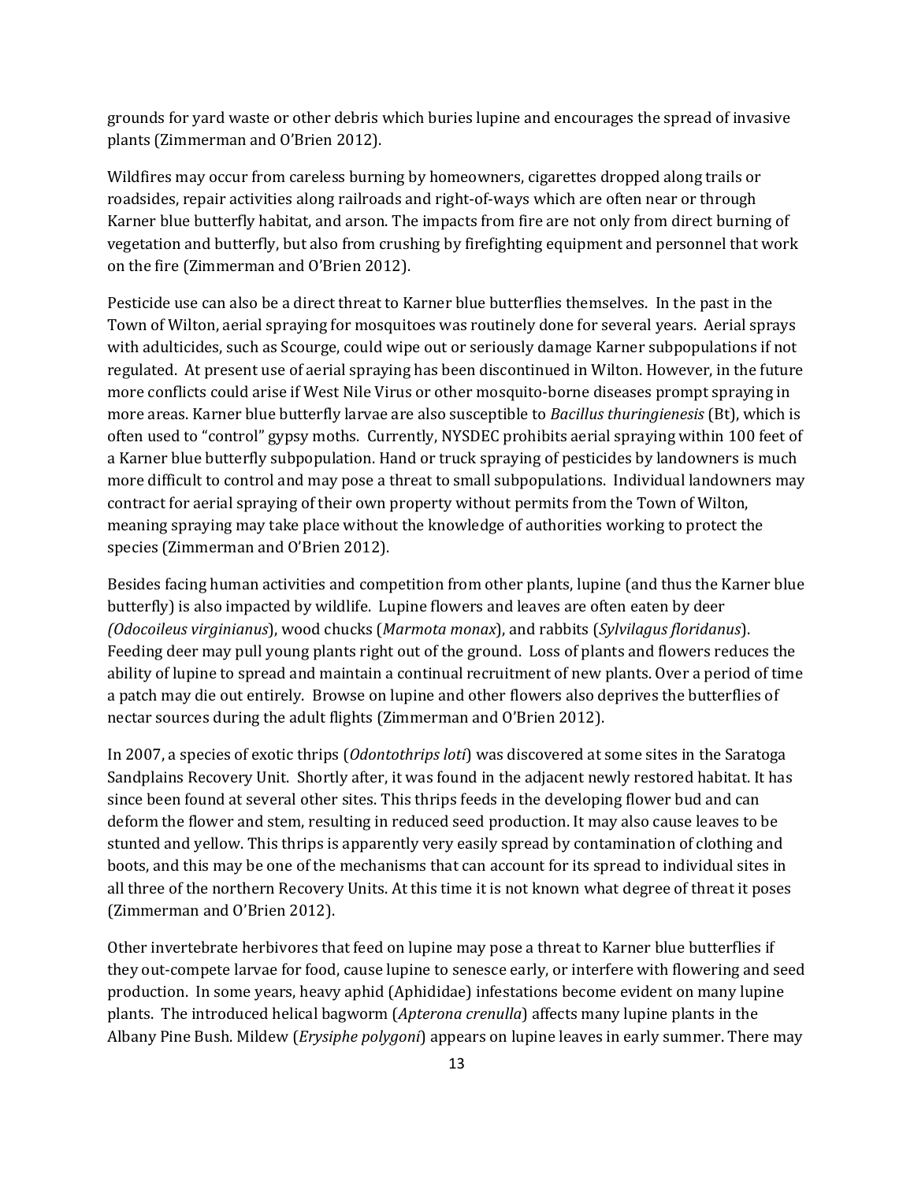grounds for yard waste or other debris which buries lupine and encourages the spread of invasive plants (Zimmerman and O'Brien 2012).

Wildfires may occur from careless burning by homeowners, cigarettes dropped along trails or roadsides, repair activities along railroads and right-of-ways which are often near or through Karner blue butterfly habitat, and arson. The impacts from fire are not only from direct burning of vegetation and butterfly, but also from crushing by firefighting equipment and personnel that work on the fire (Zimmerman and O'Brien 2012).

Pesticide use can also be a direct threat to Karner blue butterflies themselves. In the past in the Town of Wilton, aerial spraying for mosquitoes was routinely done for several years. Aerial sprays with adulticides, such as Scourge, could wipe out or seriously damage Karner subpopulations if not regulated. At present use of aerial spraying has been discontinued in Wilton. However, in the future more conflicts could arise if West Nile Virus or other mosquito-borne diseases prompt spraying in more areas. Karner blue butterfly larvae are also susceptible to *Bacillus thuringienesis* (Bt), which is often used to "control" gypsy moths. Currently, NYSDEC prohibits aerial spraying within 100 feet of a Karner blue butterfly subpopulation. Hand or truck spraying of pesticides by landowners is much more difficult to control and may pose a threat to small subpopulations. Individual landowners may contract for aerial spraying of their own property without permits from the Town of Wilton, meaning spraying may take place without the knowledge of authorities working to protect the species (Zimmerman and O'Brien 2012).

Besides facing human activities and competition from other plants, lupine (and thus the Karner blue butterfly) is also impacted by wildlife. Lupine flowers and leaves are often eaten by deer *(Odocoileus virginianus*), wood chucks (*Marmota monax*), and rabbits (*Sylvilagus floridanus*). Feeding deer may pull young plants right out of the ground. Loss of plants and flowers reduces the ability of lupine to spread and maintain a continual recruitment of new plants. Over a period of time a patch may die out entirely. Browse on lupine and other flowers also deprives the butterflies of nectar sources during the adult flights (Zimmerman and O'Brien 2012).

In 2007, a species of exotic thrips (*Odontothrips loti*) was discovered at some sites in the Saratoga Sandplains Recovery Unit. Shortly after, it was found in the adjacent newly restored habitat. It has since been found at several other sites. This thrips feeds in the developing flower bud and can deform the flower and stem, resulting in reduced seed production. It may also cause leaves to be stunted and yellow. This thrips is apparently very easily spread by contamination of clothing and boots, and this may be one of the mechanisms that can account for its spread to individual sites in all three of the northern Recovery Units. At this time it is not known what degree of threat it poses (Zimmerman and O'Brien 2012).

Other invertebrate herbivores that feed on lupine may pose a threat to Karner blue butterflies if they out-compete larvae for food, cause lupine to senesce early, or interfere with flowering and seed production. In some years, heavy aphid (Aphididae) infestations become evident on many lupine plants. The introduced helical bagworm (*Apterona crenulla*) affects many lupine plants in the Albany Pine Bush. Mildew (*Erysiphe polygoni*) appears on lupine leaves in early summer. There may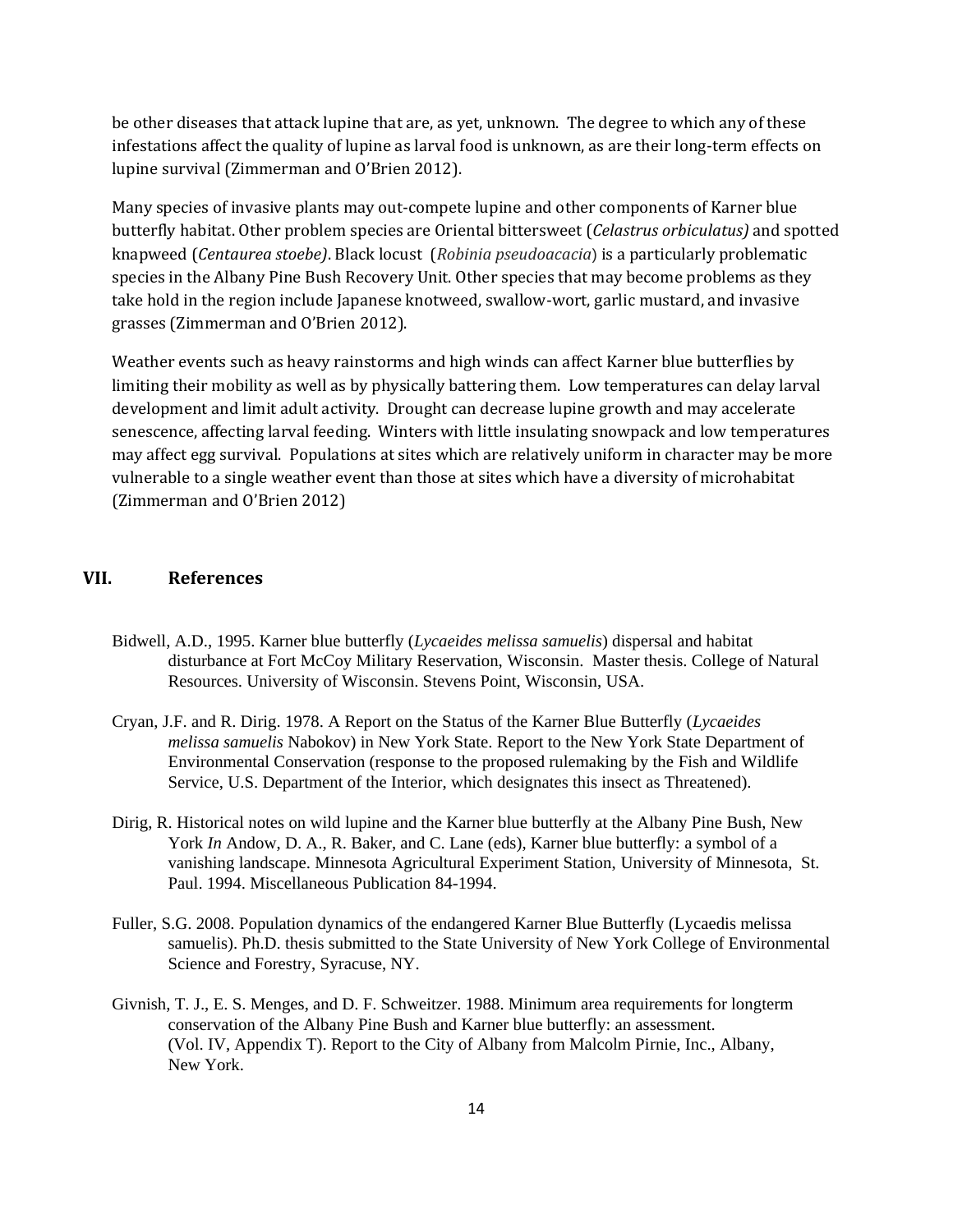be other diseases that attack lupine that are, as yet, unknown. The degree to which any of these infestations affect the quality of lupine as larval food is unknown, as are their long-term effects on lupine survival (Zimmerman and O'Brien 2012).

Many species of invasive plants may out-compete lupine and other components of Karner blue butterfly habitat. Other problem species are Oriental bittersweet (*Celastrus orbiculatus)* and spotted knapweed (*Centaurea stoebe)*. Black locust (*Robinia pseudoacacia*) is a particularly problematic species in the Albany Pine Bush Recovery Unit. Other species that may become problems as they take hold in the region include Japanese knotweed, swallow-wort, garlic mustard, and invasive grasses (Zimmerman and O'Brien 2012).

Weather events such as heavy rainstorms and high winds can affect Karner blue butterflies by limiting their mobility as well as by physically battering them. Low temperatures can delay larval development and limit adult activity. Drought can decrease lupine growth and may accelerate senescence, affecting larval feeding. Winters with little insulating snowpack and low temperatures may affect egg survival. Populations at sites which are relatively uniform in character may be more vulnerable to a single weather event than those at sites which have a diversity of microhabitat (Zimmerman and O'Brien 2012)

## VII. References

Bidwell, A.D., 1995. Karner blue butterfly (*Lycaeides melissa samuelis*) dispersal and habitat disturbance at Fort McCoy Military Reservation, Wisconsin. Master thesis. College of Natural Resources. University of Wisconsin. Stevens Point, Wisconsin, USA.

Cryan, J.F. and R. Dirig. 1978. A Report on the Status of the Karner Blue Butterfly (*Lycaeides melissa samuelis* Nabokov) in New York State. Report to the New York State Department of Environmental Conservation (response to the proposed rulemaking by the Fish and Wildlife Service, U.S. Department of the Interior, which designates this insect as Threatened).

Dirig, R. Historical notes on wild lupine and the Karner blue butterfly at the Albany Pine Bush, New York *In* Andow, D. A., R. Baker, and C. Lane (eds), Karner blue butterfly: a symbol of a vanishing landscape. Minnesota Agricultural Experiment Station, University of Minnesota, St. Paul. 1994. Miscellaneous Publication 84-1994.

Fuller, S.G. 2008. Population dynamics of the endangered Karner Blue Butterfly (Lycaedis melissa samuelis). Ph.D. thesis submitted to the State University of New York College of Environmental Science and Forestry, Syracuse, NY.

Givnish, T. J., E. S. Menges, and D. F. Schweitzer. 1988. Minimum area requirements for longterm conservation of the Albany Pine Bush and Karner blue butterfly: an assessment. (Vol. IV, Appendix T). Report to the City of Albany from Malcolm Pirnie, Inc., Albany, New York.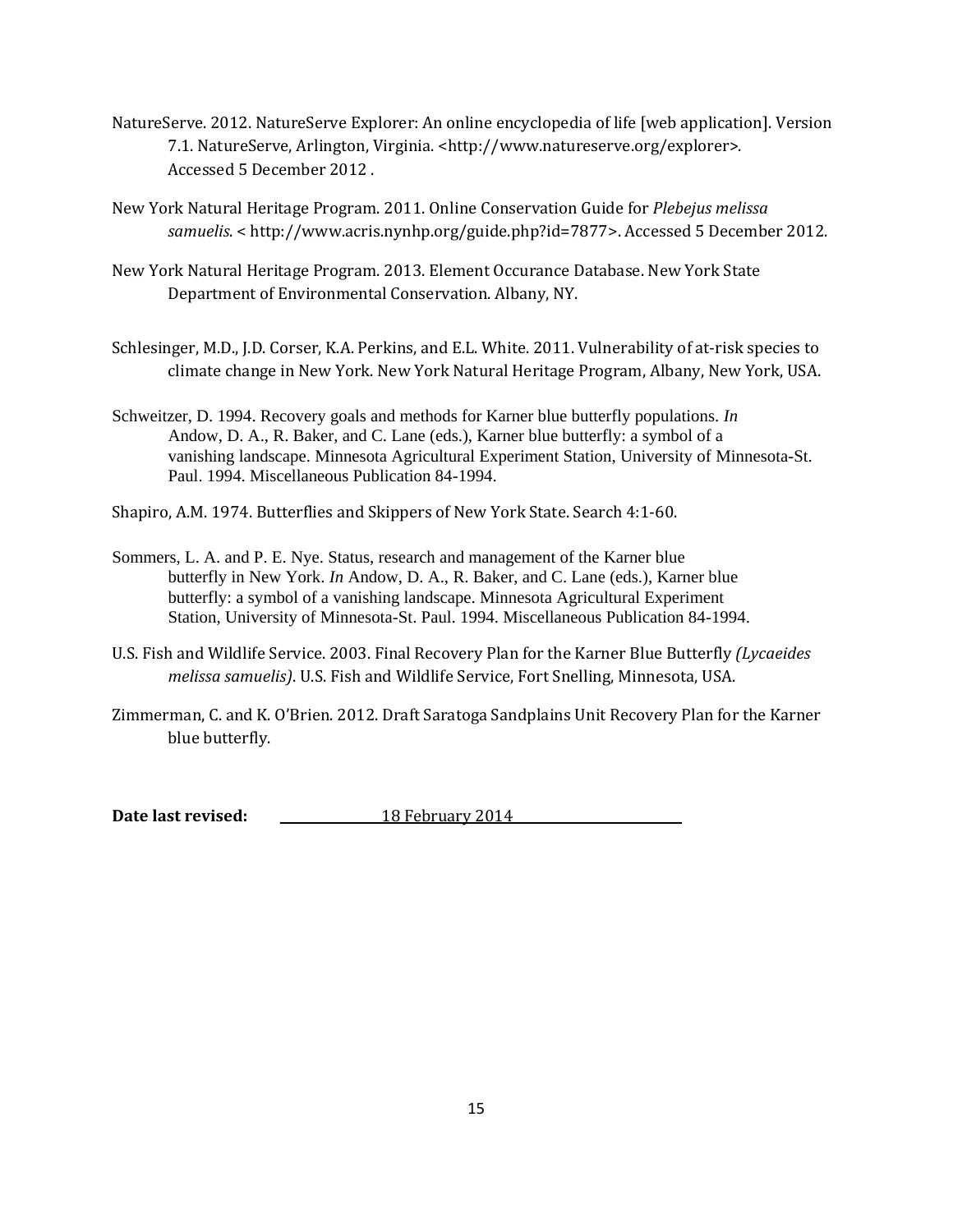NatureServe. 2012. NatureServe Explorer: An online encyclopedia of life [web application]. Version 7.1. NatureServe, Arlington, Virginia. <http://www.natureserve.org/explorer>. Accessed 5 December 2012 .

New York Natural Heritage Program. 2011. Online Conservation Guide for *Plebejus melissa samuelis*. < http://www.acris.nynhp.org/guide.php?id=7877>. Accessed 5 December 2012.

New York Natural Heritage Program. 2013. Element Occurance Database. New York State Department of Environmental Conservation. Albany, NY.

Schlesinger, M.D., J.D. Corser, K.A. Perkins, and E.L. White. 2011. Vulnerability of at-risk species to climate change in New York. New York Natural Heritage Program, Albany, New York, USA.

Schweitzer, D. 1994. Recovery goals and methods for Karner blue butterfly populations. *In* Andow, D. A., R. Baker, and C. Lane (eds.), Karner blue butterfly: a symbol of a vanishing landscape. Minnesota Agricultural Experiment Station, University of Minnesota-St. Paul. 1994. Miscellaneous Publication 84-1994.

Shapiro, A.M. 1974. Butterflies and Skippers of New York State. Search 4:1-60.

Sommers, L. A. and P. E. Nye. Status, research and management of the Karner blue butterfly in New York. *In* Andow, D. A., R. Baker, and C. Lane (eds.), Karner blue butterfly: a symbol of a vanishing landscape. Minnesota Agricultural Experiment Station, University of Minnesota-St. Paul. 1994. Miscellaneous Publication 84-1994.

U.S. Fish and Wildlife Service. 2003. Final Recovery Plan for the Karner Blue Butterfly *(Lycaeides melissa samuelis)*. U.S. Fish and Wildlife Service, Fort Snelling, Minnesota, USA.

Zimmerman, C. and K. O'Brien. 2012. Draft Saratoga Sandplains Unit Recovery Plan for the Karner blue butterfly.

**Date last revised:** 18 February 2014